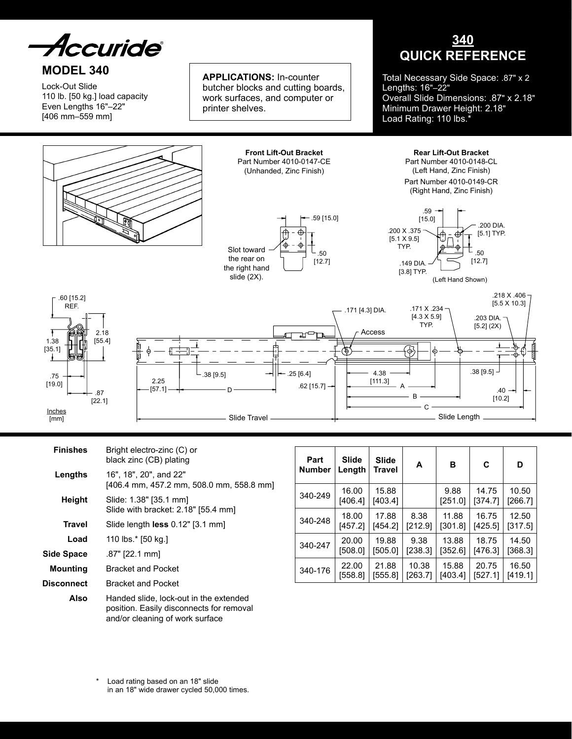# Accuride

## MODEL 340

Lock-Out Slide
110 lb. [50 kg.] load capacity
Even Lengths 16"–22"
[406 mm–559 mm]

**APPLICATIONS:** In-counter butcher blocks and cutting boards, work surfaces, and computer or printer shelves.

## 340 QUICK REFERENCE

Total Necessary Side Space: .87" x 2
Lengths: 16"–22"
Overall Slide Dimensions: .87" x 2.18"
Minimum Drawer Height: 2.18"
Load Rating: 110 lbs.*

**Front Lift-Out Bracket**
Part Number 4010-0147-CE
(Unhanded, Zinc Finish)

.59 [15.0]
.50 [12.7]
Slot toward the rear on the right hand slide (2X).

**Rear Lift-Out Bracket**
Part Number 4010-0148-CL
(Left Hand, Zinc Finish)
Part Number 4010-0149-CR
(Right Hand, Zinc Finish)

.59 [15.0]
.200 DIA. [5.1] TYP.
.200 X .375 [5.1 X 9.5] TYP.
.50 [12.7]
.149 DIA. [3.8] TYP.
(Left Hand Shown)

.60 [15.2] REF.
2.18 [55.4]
1.38 [35.1]
.75 [19.0]
.87 [22.1]

Inches
[mm]

.171 [4.3] DIA.
.171 X .234 [4.3 X 5.9] TYP.
.218 X .406 [5.5 X 10.3]
.203 DIA. [5.2] (2X)
Access
.38 [9.5]
.25 [6.4]
.62 [15.7]
2.25 [57.1]
D
4.38 [111.3]
A
B
C
.38 [9.5]
.40 [10.2]
Slide Travel
Slide Length

| | |
|---|---|
| **Finishes** | Bright electro-zinc (C) or black zinc (CB) plating |
| **Lengths** | 16", 18", 20", and 22" [406.4 mm, 457.2 mm, 508.0 mm, 558.8 mm] |
| **Height** | Slide: 1.38" [35.1 mm] Slide with bracket: 2.18" [55.4 mm] |
| **Travel** | Slide length **less** 0.12" [3.1 mm] |
| **Load** | 110 lbs.* [50 kg.] |
| **Side Space** | .87" [22.1 mm] |
| **Mounting** | Bracket and Pocket |
| **Disconnect** | Bracket and Pocket |
| **Also** | Handed slide, lock-out in the extended position. Easily disconnects for removal and/or cleaning of work surface |

| Part Number | Slide Length | Slide Travel | A | B | C | D |
|---|---|---|---|---|---|---|
| 340-249 | 16.00 [406.4] | 15.88 [403.4] | | 9.88 [251.0] | 14.75 [374.7] | 10.50 [266.7] |
| 340-248 | 18.00 [457.2] | 17.88 [454.2] | 8.38 [212.9] | 11.88 [301.8] | 16.75 [425.5] | 12.50 [317.5] |
| 340-247 | 20.00 [508.0] | 19.88 [505.0] | 9.38 [238.3] | 13.88 [352.6] | 18.75 [476.3] | 14.50 [368.3] |
| 340-176 | 22.00 [558.8] | 21.88 [555.8] | 10.38 [263.7] | 15.88 [403.4] | 20.75 [527.1] | 16.50 [419.1] |

\* Load rating based on an 18" slide in an 18" wide drawer cycled 50,000 times.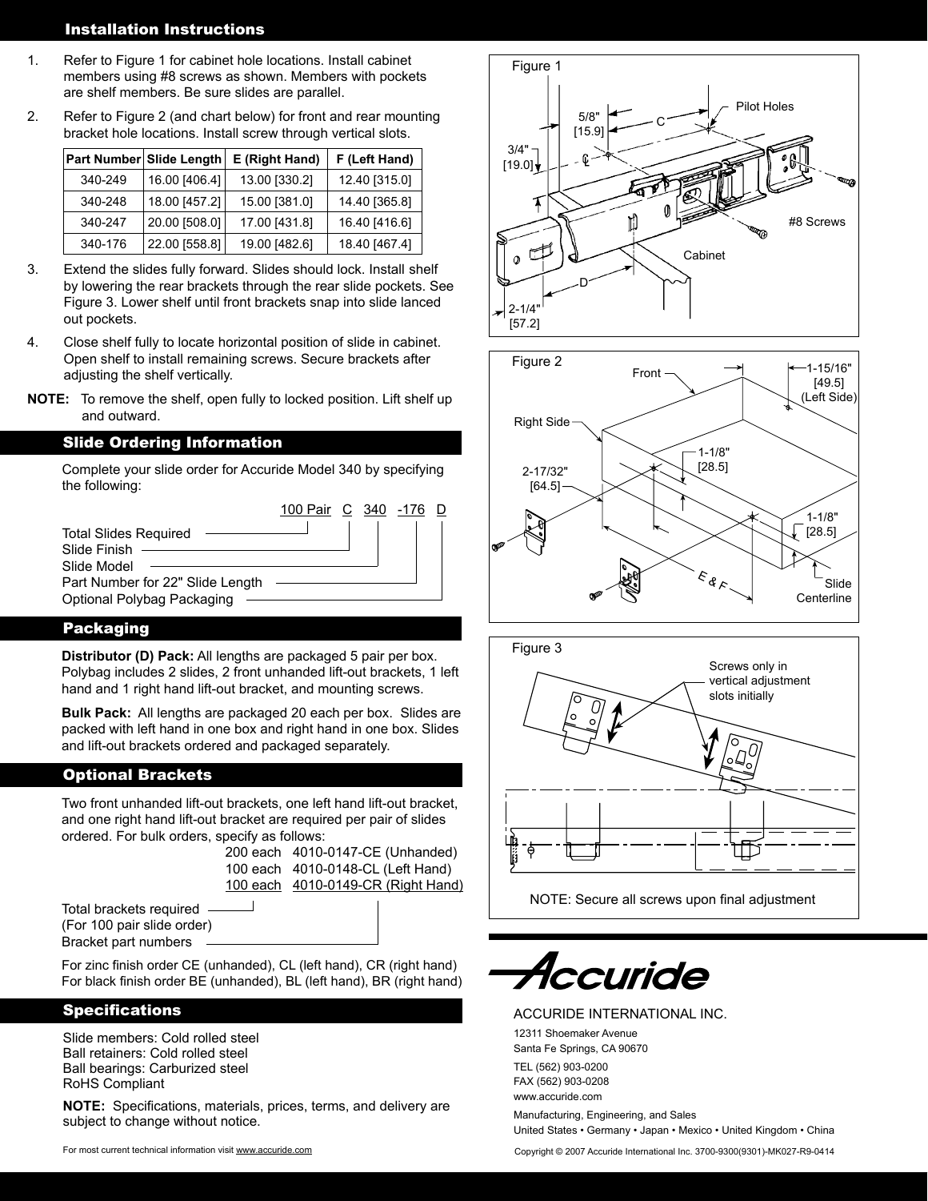## Installation Instructions

1. Refer to Figure 1 for cabinet hole locations. Install cabinet members using #8 screws as shown. Members with pockets are shelf members. Be sure slides are parallel.
2. Refer to Figure 2 (and chart below) for front and rear mounting bracket hole locations. Install screw through vertical slots.

| Part Number | Slide Length | E (Right Hand) | F (Left Hand) |
|---|---|---|---|
| 340-249 | 16.00 [406.4] | 13.00 [330.2] | 12.40 [315.0] |
| 340-248 | 18.00 [457.2] | 15.00 [381.0] | 14.40 [365.8] |
| 340-247 | 20.00 [508.0] | 17.00 [431.8] | 16.40 [416.6] |
| 340-176 | 22.00 [558.8] | 19.00 [482.6] | 18.40 [467.4] |

3. Extend the slides fully forward. Slides should lock. Install shelf by lowering the rear brackets through the rear slide pockets. See Figure 3. Lower shelf until front brackets snap into slide lanced out pockets.
4. Close shelf fully to locate horizontal position of slide in cabinet. Open shelf to install remaining screws. Secure brackets after adjusting the shelf vertically.

**NOTE:** To remove the shelf, open fully to locked position. Lift shelf up and outward.

Figure 1

5/8" [15.9]
C
Pilot Holes
3/4" [19.0]
℄
#8 Screws
Cabinet
D
2-1/4" [57.2]

Figure 2

Front
1-15/16" [49.5] (Left Side)
Right Side
1-1/8" [28.5]
2-17/32" [64.5]
1-1/8" [28.5]
E & F
Slide Centerline

Figure 3

Screws only in vertical adjustment slots initially

NOTE: Secure all screws upon final adjustment

## Slide Ordering Information

Complete your slide order for Accuride Model 340 by specifying the following:

100 Pair C 340 -176 D

- Total Slides Required
- Slide Finish
- Slide Model
- Part Number for 22" Slide Length
- Optional Polybag Packaging

## Packaging

**Distributor (D) Pack:** All lengths are packaged 5 pair per box. Polybag includes 2 slides, 2 front unhanded lift-out brackets, 1 left hand and 1 right hand lift-out bracket, and mounting screws.

**Bulk Pack:** All lengths are packaged 20 each per box. Slides are packed with left hand in one box and right hand in one box. Slides and lift-out brackets ordered and packaged separately.

## Optional Brackets

Two front unhanded lift-out brackets, one left hand lift-out bracket, and one right hand lift-out bracket are required per pair of slides ordered. For bulk orders, specify as follows:

200 each 4010-0147-CE (Unhanded)
100 each 4010-0148-CL (Left Hand)
100 each 4010-0149-CR (Right Hand)

- Total brackets required (For 100 pair slide order)
- Bracket part numbers

For zinc finish order CE (unhanded), CL (left hand), CR (right hand)
For black finish order BE (unhanded), BL (left hand), BR (right hand)

## Specifications

Slide members: Cold rolled steel
Ball retainers: Cold rolled steel
Ball bearings: Carburized steel
RoHS Compliant

**NOTE:** Specifications, materials, prices, terms, and delivery are subject to change without notice.

For most current technical information visit www.accuride.com

Accuride

ACCURIDE INTERNATIONAL INC.

12311 Shoemaker Avenue
Santa Fe Springs, CA 90670

TEL (562) 903-0200
FAX (562) 903-0208
www.accuride.com

Manufacturing, Engineering, and Sales
United States • Germany • Japan • Mexico • United Kingdom • China

Copyright © 2007 Accuride International Inc. 3700-9300(9301)-MK027-R9-0414